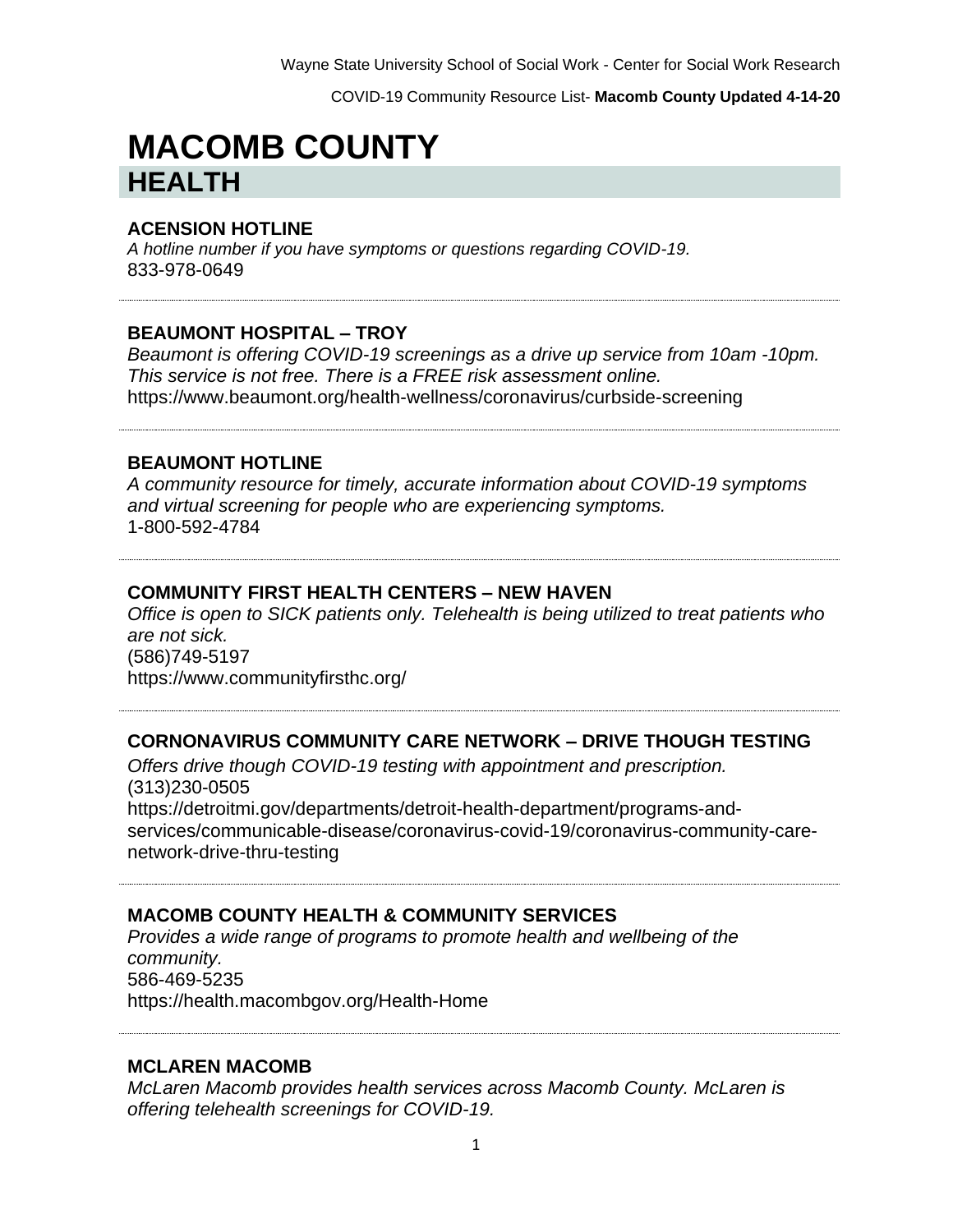# MACOMB COUNTY

## HEALTH

### ACENSION HOTLINE

*A hotline number if you have symptoms or questions regarding COVID-19.*
833-978-0649

---

### BEAUMONT HOSPITAL – TROY

*Beaumont is offering COVID-19 screenings as a drive up service from 10am -10pm. This service is not free. There is a FREE risk assessment online.*
https://www.beaumont.org/health-wellness/coronavirus/curbside-screening

---

### BEAUMONT HOTLINE

*A community resource for timely, accurate information about COVID-19 symptoms and virtual screening for people who are experiencing symptoms.*
1-800-592-4784

---

### COMMUNITY FIRST HEALTH CENTERS – NEW HAVEN

*Office is open to SICK patients only. Telehealth is being utilized to treat patients who are not sick.*
(586)749-5197
https://www.communityfirsthc.org/

---

### CORNONAVIRUS COMMUNITY CARE NETWORK – DRIVE THOUGH TESTING

*Offers drive though COVID-19 testing with appointment and prescription.*
(313)230-0505
https://detroitmi.gov/departments/detroit-health-department/programs-and-services/communicable-disease/coronavirus-covid-19/coronavirus-community-care-network-drive-thru-testing

---

### MACOMB COUNTY HEALTH & COMMUNITY SERVICES

*Provides a wide range of programs to promote health and wellbeing of the community.*
586-469-5235
https://health.macombgov.org/Health-Home

---

### MCLAREN MACOMB

*McLaren Macomb provides health services across Macomb County. McLaren is offering telehealth screenings for COVID-19.*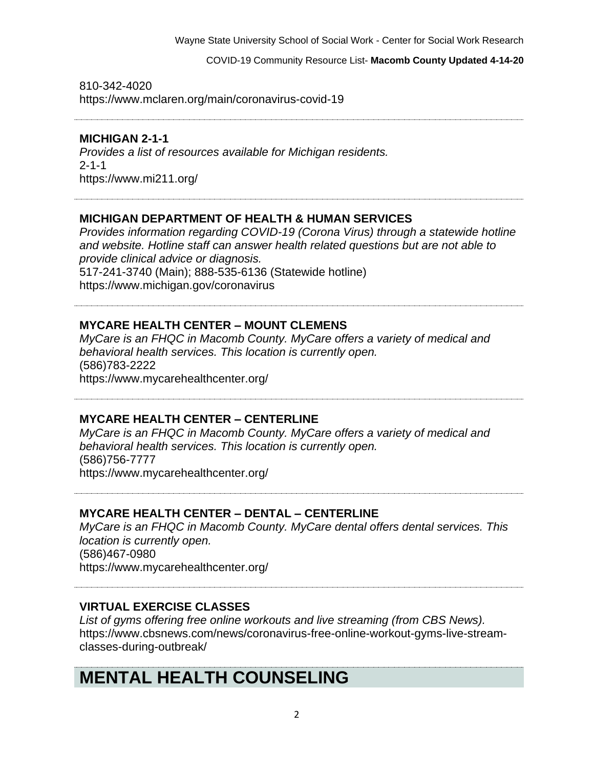810-342-4020
https://www.mclaren.org/main/coronavirus-covid-19

---

**MICHIGAN 2-1-1**
*Provides a list of resources available for Michigan residents.*
2-1-1
https://www.mi211.org/

---

**MICHIGAN DEPARTMENT OF HEALTH & HUMAN SERVICES**
*Provides information regarding COVID-19 (Corona Virus) through a statewide hotline and website. Hotline staff can answer health related questions but are not able to provide clinical advice or diagnosis.*
517-241-3740 (Main); 888-535-6136 (Statewide hotline)
https://www.michigan.gov/coronavirus

---

**MYCARE HEALTH CENTER – MOUNT CLEMENS**
*MyCare is an FHQC in Macomb County. MyCare offers a variety of medical and behavioral health services. This location is currently open.*
(586)783-2222
https://www.mycarehealthcenter.org/

---

**MYCARE HEALTH CENTER – CENTERLINE**
*MyCare is an FHQC in Macomb County. MyCare offers a variety of medical and behavioral health services. This location is currently open.*
(586)756-7777
https://www.mycarehealthcenter.org/

---

**MYCARE HEALTH CENTER – DENTAL – CENTERLINE**
*MyCare is an FHQC in Macomb County. MyCare dental offers dental services. This location is currently open.*
(586)467-0980
https://www.mycarehealthcenter.org/

---

**VIRTUAL EXERCISE CLASSES**
*List of gyms offering free online workouts and live streaming (from CBS News).*
https://www.cbsnews.com/news/coronavirus-free-online-workout-gyms-live-stream-classes-during-outbreak/

# MENTAL HEALTH COUNSELING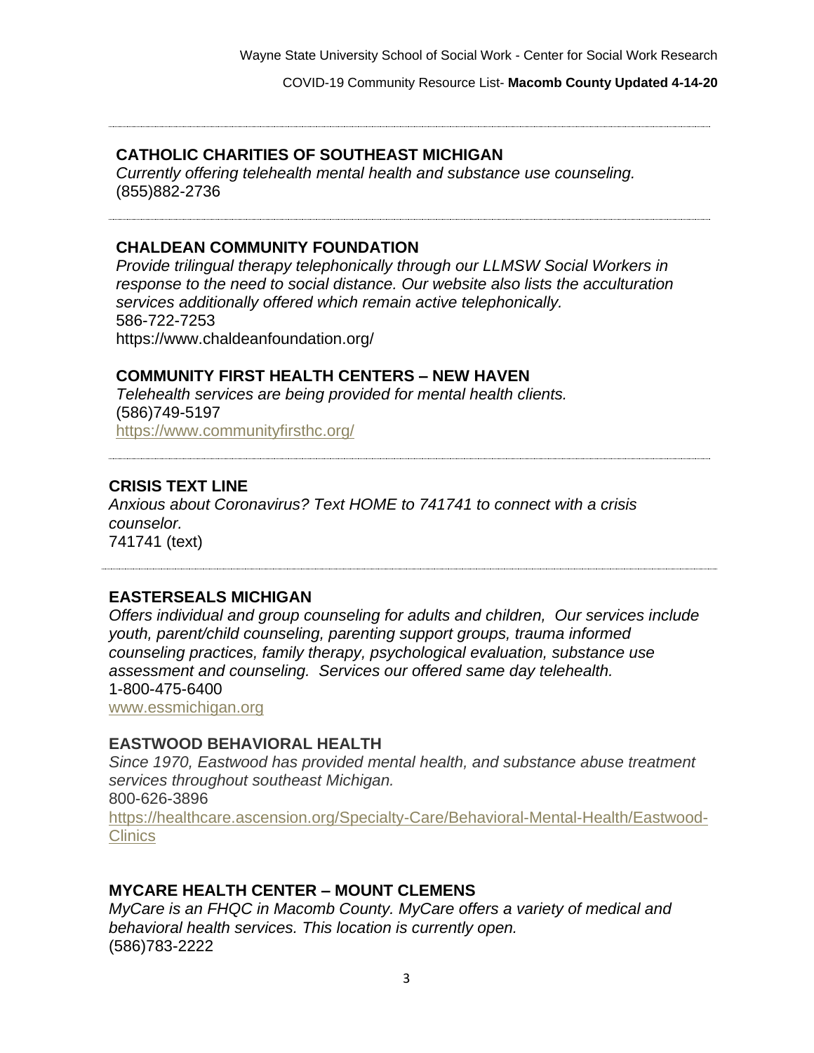## CATHOLIC CHARITIES OF SOUTHEAST MICHIGAN

*Currently offering telehealth mental health and substance use counseling.*
(855)882-2736

---

## CHALDEAN COMMUNITY FOUNDATION

*Provide trilingual therapy telephonically through our LLMSW Social Workers in response to the need to social distance. Our website also lists the acculturation services additionally offered which remain active telephonically.*
586-722-7253
https://www.chaldeanfoundation.org/

## COMMUNITY FIRST HEALTH CENTERS – NEW HAVEN

*Telehealth services are being provided for mental health clients.*
(586)749-5197
https://www.communityfirsthc.org/

---

## CRISIS TEXT LINE

*Anxious about Coronavirus? Text HOME to 741741 to connect with a crisis counselor.*
741741 (text)

---

## EASTERSEALS MICHIGAN

*Offers individual and group counseling for adults and children, Our services include youth, parent/child counseling, parenting support groups, trauma informed counseling practices, family therapy, psychological evaluation, substance use assessment and counseling. Services our offered same day telehealth.*
1-800-475-6400
www.essmichigan.org

## EASTWOOD BEHAVIORAL HEALTH

*Since 1970, Eastwood has provided mental health, and substance abuse treatment services throughout southeast Michigan.*
800-626-3896
https://healthcare.ascension.org/Specialty-Care/Behavioral-Mental-Health/Eastwood-Clinics

## MYCARE HEALTH CENTER – MOUNT CLEMENS

*MyCare is an FHQC in Macomb County. MyCare offers a variety of medical and behavioral health services. This location is currently open.*
(586)783-2222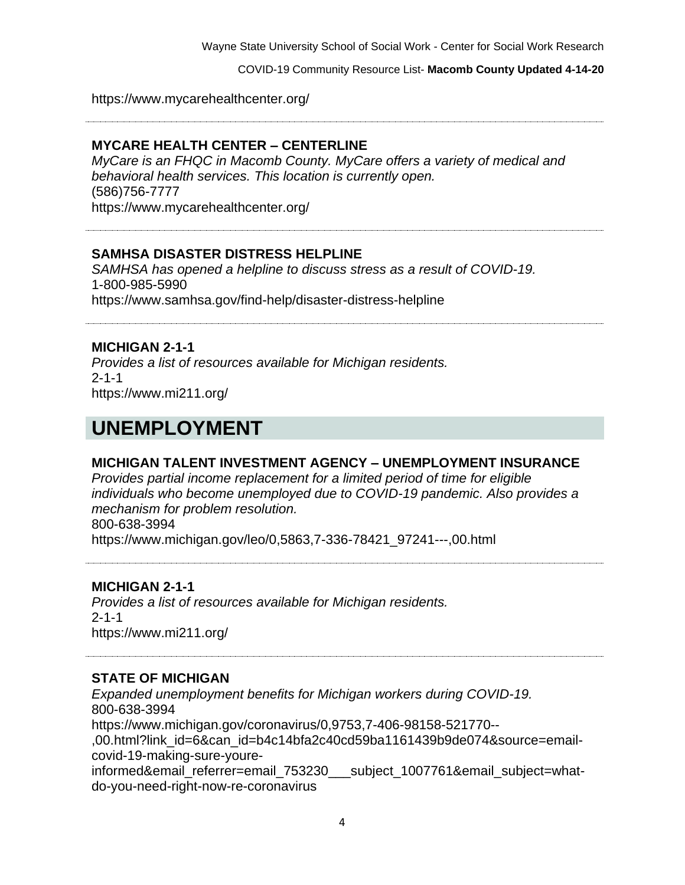https://www.mycarehealthcenter.org/

---

### MYCARE HEALTH CENTER – CENTERLINE

*MyCare is an FHQC in Macomb County. MyCare offers a variety of medical and behavioral health services. This location is currently open.*
(586)756-7777
https://www.mycarehealthcenter.org/

---

### SAMHSA DISASTER DISTRESS HELPLINE

*SAMHSA has opened a helpline to discuss stress as a result of COVID-19.*
1-800-985-5990
https://www.samhsa.gov/find-help/disaster-distress-helpline

---

### MICHIGAN 2-1-1

*Provides a list of resources available for Michigan residents.*
2-1-1
https://www.mi211.org/

## UNEMPLOYMENT

### MICHIGAN TALENT INVESTMENT AGENCY – UNEMPLOYMENT INSURANCE

*Provides partial income replacement for a limited period of time for eligible individuals who become unemployed due to COVID-19 pandemic. Also provides a mechanism for problem resolution.*
800-638-3994
https://www.michigan.gov/leo/0,5863,7-336-78421_97241---,00.html

---

### MICHIGAN 2-1-1

*Provides a list of resources available for Michigan residents.*
2-1-1
https://www.mi211.org/

---

### STATE OF MICHIGAN

*Expanded unemployment benefits for Michigan workers during COVID-19.*
800-638-3994
https://www.michigan.gov/coronavirus/0,9753,7-406-98158-521770--,00.html?link_id=6&can_id=b4c14bfa2c40cd59ba1161439b9de074&source=email-covid-19-making-sure-youre-informed&email_referrer=email_753230___subject_1007761&email_subject=what-do-you-need-right-now-re-coronavirus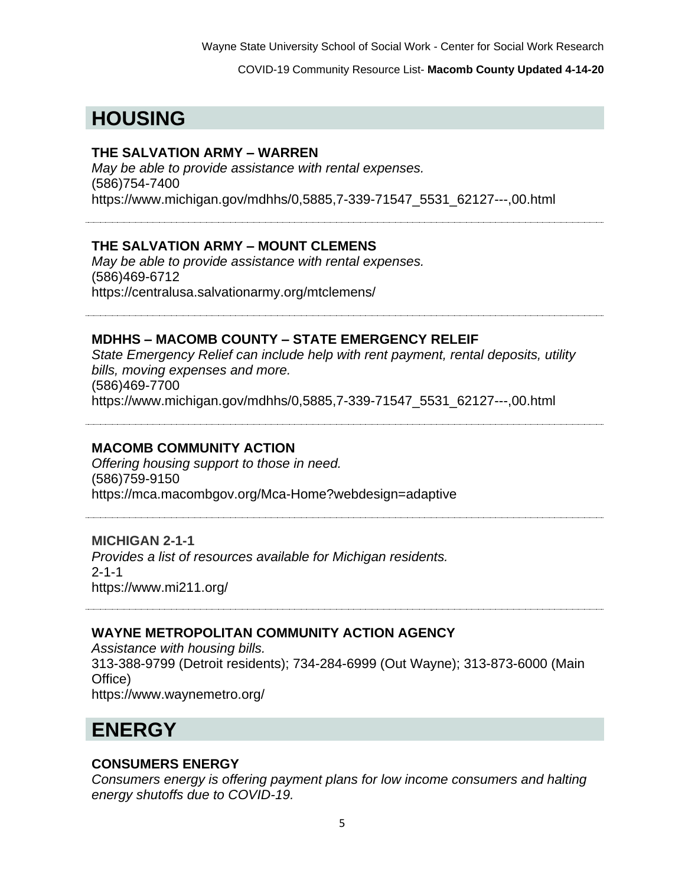# HOUSING

### THE SALVATION ARMY – WARREN

*May be able to provide assistance with rental expenses.*
(586)754-7400
https://www.michigan.gov/mdhhs/0,5885,7-339-71547_5531_62127---,00.html

---

### THE SALVATION ARMY – MOUNT CLEMENS

*May be able to provide assistance with rental expenses.*
(586)469-6712
https://centralusa.salvationarmy.org/mtclemens/

---

### MDHHS – MACOMB COUNTY – STATE EMERGENCY RELEIF

*State Emergency Relief can include help with rent payment, rental deposits, utility bills, moving expenses and more.*
(586)469-7700
https://www.michigan.gov/mdhhs/0,5885,7-339-71547_5531_62127---,00.html

---

### MACOMB COMMUNITY ACTION

*Offering housing support to those in need.*
(586)759-9150
https://mca.macombgov.org/Mca-Home?webdesign=adaptive

---

### MICHIGAN 2-1-1

*Provides a list of resources available for Michigan residents.*
2-1-1
https://www.mi211.org/

---

### WAYNE METROPOLITAN COMMUNITY ACTION AGENCY

*Assistance with housing bills.*
313-388-9799 (Detroit residents); 734-284-6999 (Out Wayne); 313-873-6000 (Main Office)
https://www.waynemetro.org/

# ENERGY

### CONSUMERS ENERGY

*Consumers energy is offering payment plans for low income consumers and halting energy shutoffs due to COVID-19.*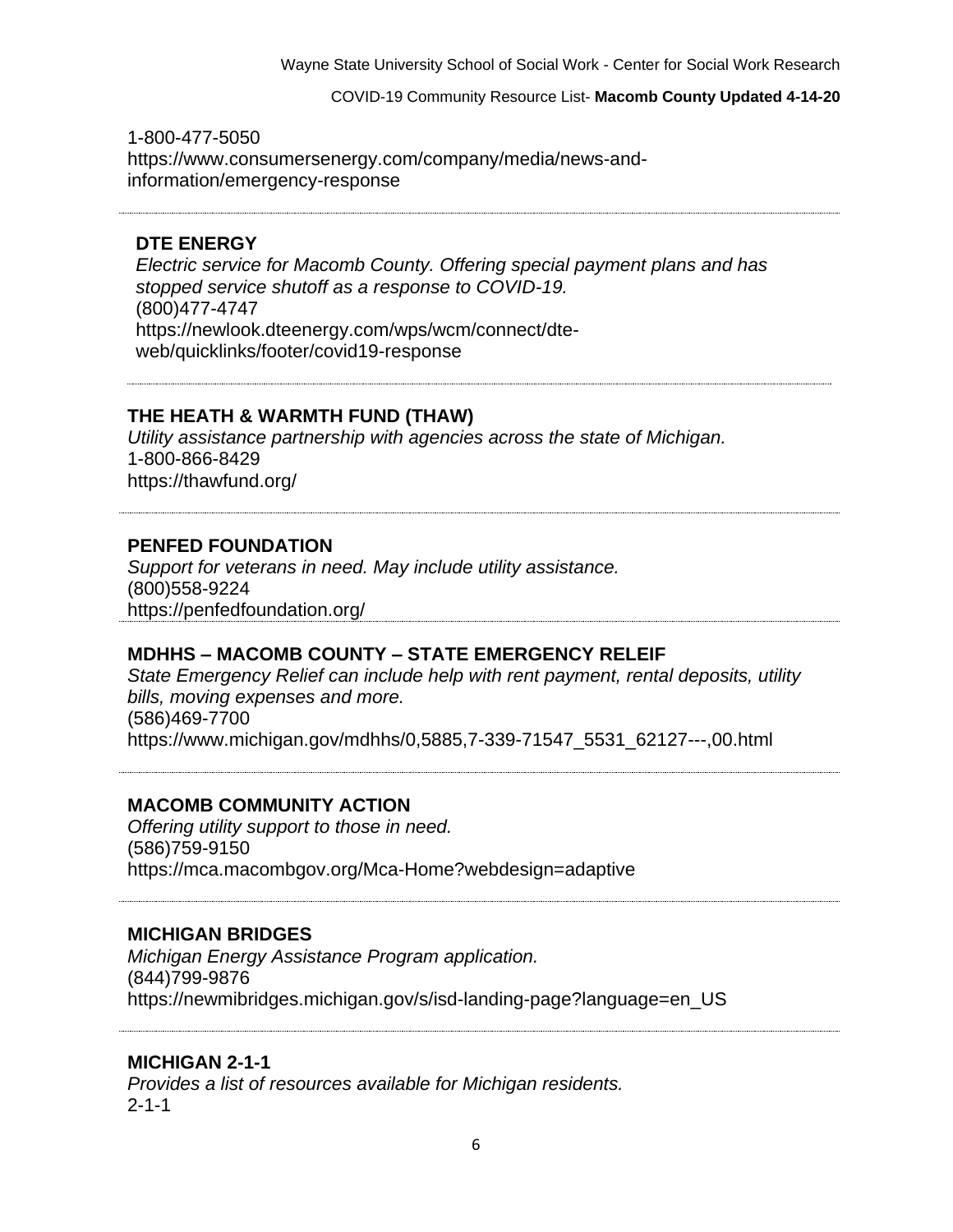1-800-477-5050
https://www.consumersenergy.com/company/media/news-and-information/emergency-response

---

**DTE ENERGY**

*Electric service for Macomb County. Offering special payment plans and has stopped service shutoff as a response to COVID-19.*
(800)477-4747
https://newlook.dteenergy.com/wps/wcm/connect/dte-web/quicklinks/footer/covid19-response

---

**THE HEATH & WARMTH FUND (THAW)**

*Utility assistance partnership with agencies across the state of Michigan.*
1-800-866-8429
https://thawfund.org/

---

**PENFED FOUNDATION**

*Support for veterans in need. May include utility assistance.*
(800)558-9224
https://penfedfoundation.org/

---

**MDHHS – MACOMB COUNTY – STATE EMERGENCY RELEIF**

*State Emergency Relief can include help with rent payment, rental deposits, utility bills, moving expenses and more.*
(586)469-7700
https://www.michigan.gov/mdhhs/0,5885,7-339-71547_5531_62127---,00.html

---

**MACOMB COMMUNITY ACTION**

*Offering utility support to those in need.*
(586)759-9150
https://mca.macombgov.org/Mca-Home?webdesign=adaptive

---

**MICHIGAN BRIDGES**

*Michigan Energy Assistance Program application.*
(844)799-9876
https://newmibridges.michigan.gov/s/isd-landing-page?language=en_US

---

**MICHIGAN 2-1-1**

*Provides a list of resources available for Michigan residents.*
2-1-1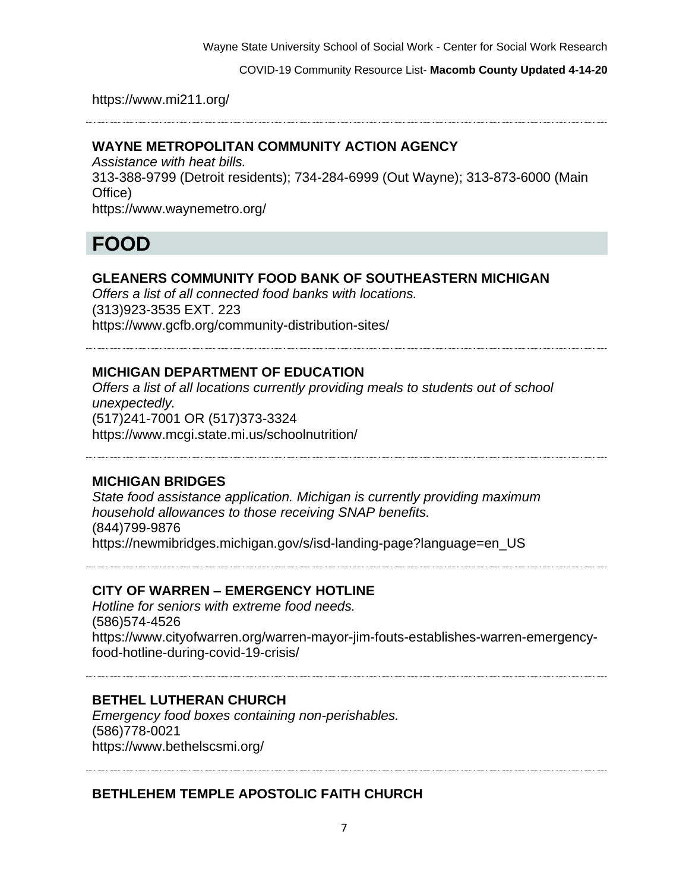https://www.mi211.org/

---

### WAYNE METROPOLITAN COMMUNITY ACTION AGENCY

*Assistance with heat bills.*
313-388-9799 (Detroit residents); 734-284-6999 (Out Wayne); 313-873-6000 (Main Office)
https://www.waynemetro.org/

## FOOD

### GLEANERS COMMUNITY FOOD BANK OF SOUTHEASTERN MICHIGAN

*Offers a list of all connected food banks with locations.*
(313)923-3535 EXT. 223
https://www.gcfb.org/community-distribution-sites/

---

### MICHIGAN DEPARTMENT OF EDUCATION

*Offers a list of all locations currently providing meals to students out of school unexpectedly.*
(517)241-7001 OR (517)373-3324
https://www.mcgi.state.mi.us/schoolnutrition/

---

### MICHIGAN BRIDGES

*State food assistance application. Michigan is currently providing maximum household allowances to those receiving SNAP benefits.*
(844)799-9876
https://newmibridges.michigan.gov/s/isd-landing-page?language=en_US

---

### CITY OF WARREN – EMERGENCY HOTLINE

*Hotline for seniors with extreme food needs.*
(586)574-4526
https://www.cityofwarren.org/warren-mayor-jim-fouts-establishes-warren-emergency-food-hotline-during-covid-19-crisis/

---

### BETHEL LUTHERAN CHURCH

*Emergency food boxes containing non-perishables.*
(586)778-0021
https://www.bethelscsmi.org/

---

### BETHLEHEM TEMPLE APOSTOLIC FAITH CHURCH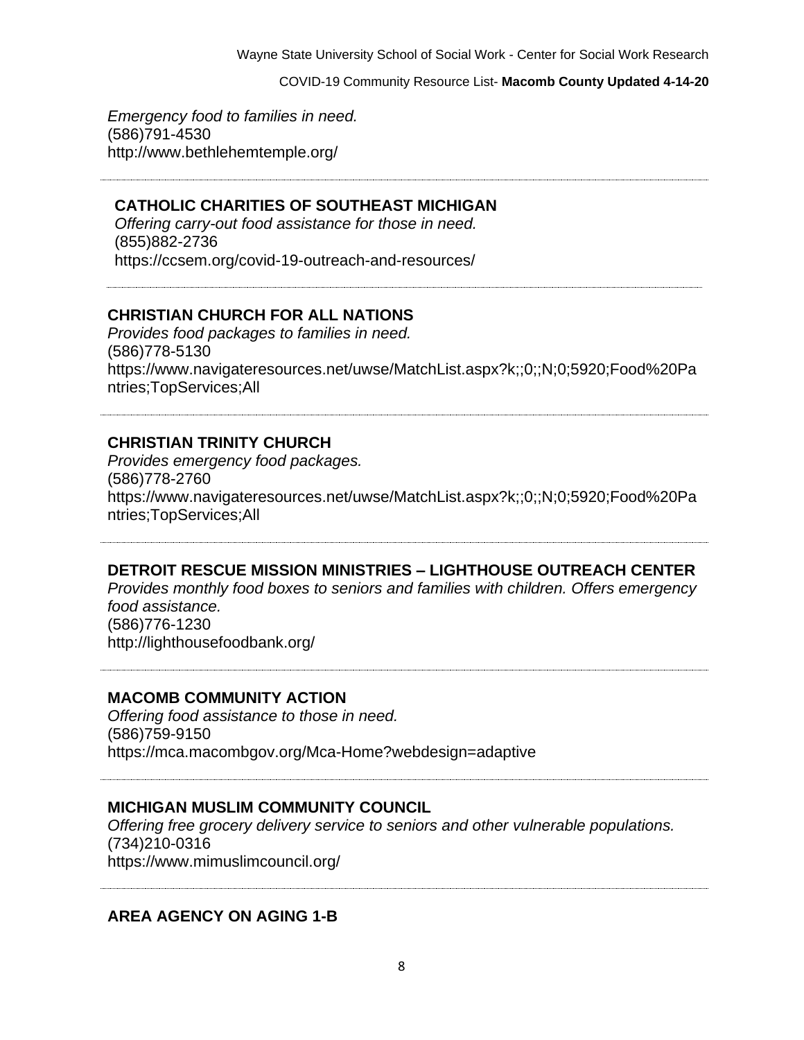*Emergency food to families in need.*
(586)791-4530
http://www.bethlehemtemple.org/

---

**CATHOLIC CHARITIES OF SOUTHEAST MICHIGAN**
*Offering carry-out food assistance for those in need.*
(855)882-2736
https://ccsem.org/covid-19-outreach-and-resources/

---

**CHRISTIAN CHURCH FOR ALL NATIONS**
*Provides food packages to families in need.*
(586)778-5130
https://www.navigateresources.net/uwse/MatchList.aspx?k;;0;;N;0;5920;Food%20Pantries;TopServices;All

---

**CHRISTIAN TRINITY CHURCH**
*Provides emergency food packages.*
(586)778-2760
https://www.navigateresources.net/uwse/MatchList.aspx?k;;0;;N;0;5920;Food%20Pantries;TopServices;All

---

**DETROIT RESCUE MISSION MINISTRIES – LIGHTHOUSE OUTREACH CENTER**
*Provides monthly food boxes to seniors and families with children. Offers emergency food assistance.*
(586)776-1230
http://lighthousefoodbank.org/

---

**MACOMB COMMUNITY ACTION**
*Offering food assistance to those in need.*
(586)759-9150
https://mca.macombgov.org/Mca-Home?webdesign=adaptive

---

**MICHIGAN MUSLIM COMMUNITY COUNCIL**
*Offering free grocery delivery service to seniors and other vulnerable populations.*
(734)210-0316
https://www.mimuslimcouncil.org/

---

**AREA AGENCY ON AGING 1-B**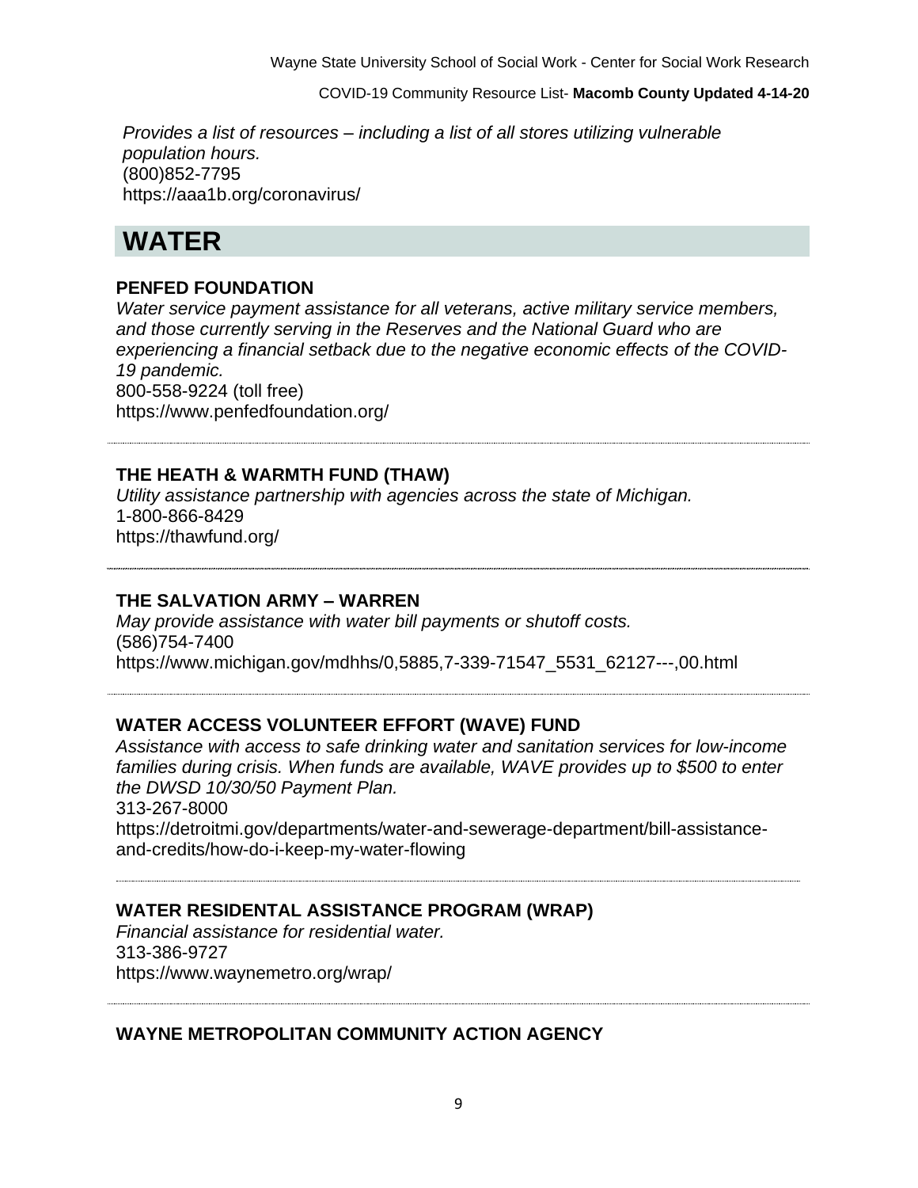*Provides a list of resources – including a list of all stores utilizing vulnerable population hours.*
(800)852-7795
https://aaa1b.org/coronavirus/

# WATER

### PENFED FOUNDATION

*Water service payment assistance for all veterans, active military service members, and those currently serving in the Reserves and the National Guard who are experiencing a financial setback due to the negative economic effects of the COVID-19 pandemic.*
800-558-9224 (toll free)
https://www.penfedfoundation.org/

---

### THE HEATH & WARMTH FUND (THAW)

*Utility assistance partnership with agencies across the state of Michigan.*
1-800-866-8429
https://thawfund.org/

---

### THE SALVATION ARMY – WARREN

*May provide assistance with water bill payments or shutoff costs.*
(586)754-7400
https://www.michigan.gov/mdhhs/0,5885,7-339-71547_5531_62127---,00.html

---

### WATER ACCESS VOLUNTEER EFFORT (WAVE) FUND

*Assistance with access to safe drinking water and sanitation services for low-income families during crisis. When funds are available, WAVE provides up to $500 to enter the DWSD 10/30/50 Payment Plan.*
313-267-8000
https://detroitmi.gov/departments/water-and-sewerage-department/bill-assistance-and-credits/how-do-i-keep-my-water-flowing

---

### WATER RESIDENTAL ASSISTANCE PROGRAM (WRAP)

*Financial assistance for residential water.*
313-386-9727
https://www.waynemetro.org/wrap/

---

### WAYNE METROPOLITAN COMMUNITY ACTION AGENCY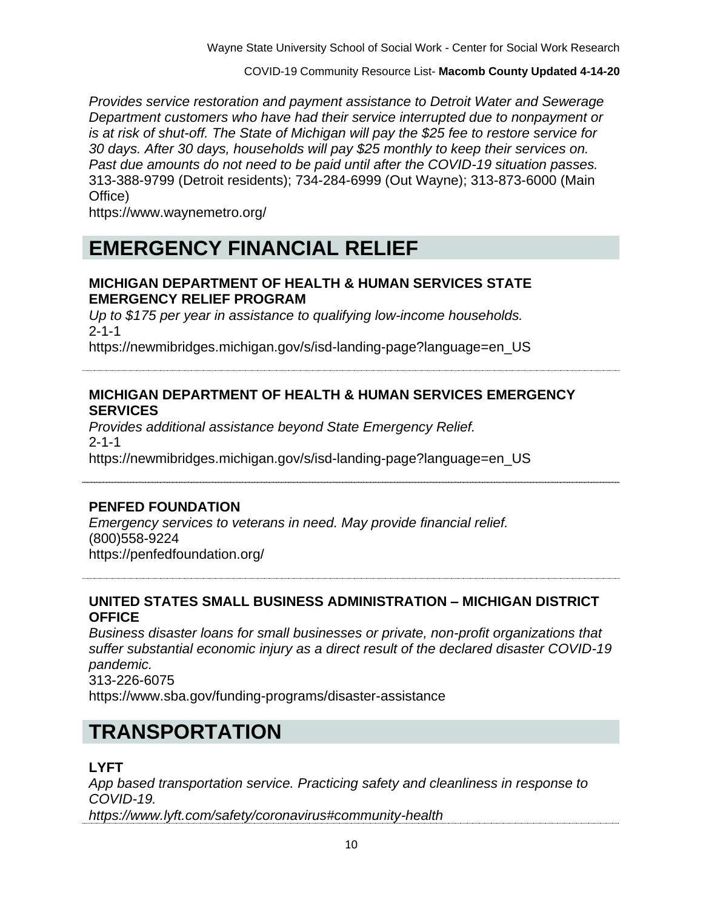*Provides service restoration and payment assistance to Detroit Water and Sewerage Department customers who have had their service interrupted due to nonpayment or is at risk of shut-off. The State of Michigan will pay the $25 fee to restore service for 30 days. After 30 days, households will pay $25 monthly to keep their services on. Past due amounts do not need to be paid until after the COVID-19 situation passes.*
313-388-9799 (Detroit residents); 734-284-6999 (Out Wayne); 313-873-6000 (Main Office)
https://www.waynemetro.org/

# EMERGENCY FINANCIAL RELIEF

**MICHIGAN DEPARTMENT OF HEALTH & HUMAN SERVICES STATE EMERGENCY RELIEF PROGRAM**
*Up to $175 per year in assistance to qualifying low-income households.*
2-1-1
https://newmibridges.michigan.gov/s/isd-landing-page?language=en_US

---

**MICHIGAN DEPARTMENT OF HEALTH & HUMAN SERVICES EMERGENCY SERVICES**
*Provides additional assistance beyond State Emergency Relief.*
2-1-1
https://newmibridges.michigan.gov/s/isd-landing-page?language=en_US

---

**PENFED FOUNDATION**
*Emergency services to veterans in need. May provide financial relief.*
(800)558-9224
https://penfedfoundation.org/

---

**UNITED STATES SMALL BUSINESS ADMINISTRATION – MICHIGAN DISTRICT OFFICE**
*Business disaster loans for small businesses or private, non-profit organizations that suffer substantial economic injury as a direct result of the declared disaster COVID-19 pandemic.*
313-226-6075
https://www.sba.gov/funding-programs/disaster-assistance

# TRANSPORTATION

**LYFT**
*App based transportation service. Practicing safety and cleanliness in response to COVID-19.*
*https://www.lyft.com/safety/coronavirus#community-health*

---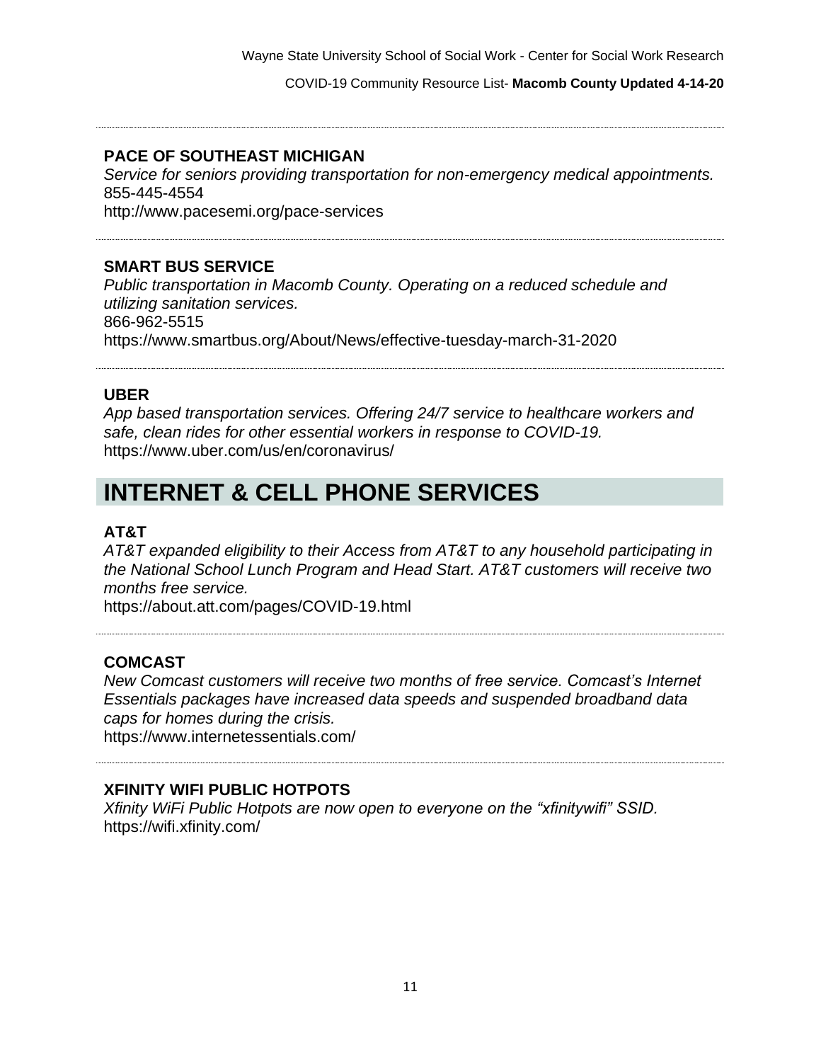### PACE OF SOUTHEAST MICHIGAN

*Service for seniors providing transportation for non-emergency medical appointments.*
855-445-4554
http://www.pacesemi.org/pace-services

---

### SMART BUS SERVICE

*Public transportation in Macomb County. Operating on a reduced schedule and utilizing sanitation services.*
866-962-5515
https://www.smartbus.org/About/News/effective-tuesday-march-31-2020

---

### UBER

*App based transportation services. Offering 24/7 service to healthcare workers and safe, clean rides for other essential workers in response to COVID-19.*
https://www.uber.com/us/en/coronavirus/

## INTERNET & CELL PHONE SERVICES

### AT&T

*AT&T expanded eligibility to their Access from AT&T to any household participating in the National School Lunch Program and Head Start. AT&T customers will receive two months free service.*
https://about.att.com/pages/COVID-19.html

---

### COMCAST

*New Comcast customers will receive two months of free service. Comcast's Internet Essentials packages have increased data speeds and suspended broadband data caps for homes during the crisis.*
https://www.internetessentials.com/

---

### XFINITY WIFI PUBLIC HOTPOTS

*Xfinity WiFi Public Hotpots are now open to everyone on the "xfinitywifi" SSID.*
https://wifi.xfinity.com/